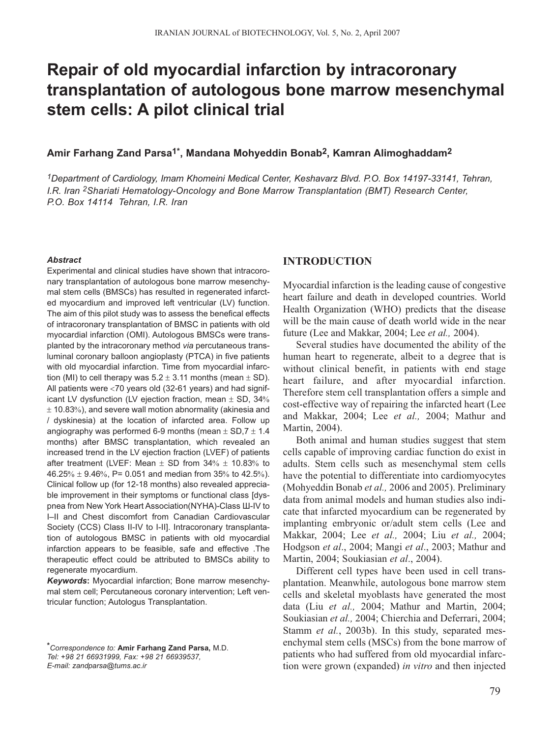# Repair of old myocardial infarction by intracoronary transplantation of autologous bone marrow mesenchymal stem cells: A pilot clinical trial

**Amir Farhang Zand Parsa[1*], Mandana Mohyeddin Bonab[2], Kamran Alimoghaddam[2]**

*[1]Department of Cardiology, Imam Khomeini Medical Center, Keshavarz Blvd. P.O. Box 14197-33141, Tehran, I.R. Iran [2]Shariati Hematology-Oncology and Bone Marrow Transplantation (BMT) Research Center, P.O. Box 14114 Tehran, I.R. Iran*

***Abstract***

Experimental and clinical studies have shown that intracoronary transplantation of autologous bone marrow mesenchymal stem cells (BMSCs) has resulted in regenerated infarcted myocardium and improved left ventricular (LV) function. The aim of this pilot study was to assess the benefical effects of intracoronary transplantation of BMSC in patients with old myocardial infarction (OMI). Autologous BMSCs were transplanted by the intracoronary method *via* percutaneous transluminal coronary balloon angioplasty (PTCA) in five patients with old myocardial infarction. Time from myocardial infarction (MI) to cell therapy was 5.2 ± 3.11 months (mean ± SD). All patients were <70 years old (32-61 years) and had significant LV dysfunction (LV ejection fraction, mean ± SD, 34% ± 10.83%), and severe wall motion abnormality (akinesia and / dyskinesia) at the location of infarcted area. Follow up angiography was performed 6-9 months (mean ± SD,7 ± 1.4 months) after BMSC transplantation, which revealed an increased trend in the LV ejection fraction (LVEF) of patients after treatment (LVEF: Mean ± SD from 34% ± 10.83% to 46.25% ± 9.46%, P= 0.051 and median from 35% to 42.5%). Clinical follow up (for 12-18 months) also revealed appreciable improvement in their symptoms or functional class [dyspnea from New York Heart Association(NYHA)-Class Ш-IV to I–II and Chest discomfort from Canadian Cardiovascular Society (CCS) Class II-IV to I-II]. Intracoronary transplantation of autologous BMSC in patients with old myocardial infarction appears to be feasible, safe and effective .The therapeutic effect could be attributed to BMSCs ability to regenerate myocardium.

***Keywords*:** Myocardial infarction; Bone marrow mesenchymal stem cell; Percutaneous coronary intervention; Left ventricular function; Autologus Transplantation.

*\*Correspondence to:* **Amir Farhang Zand Parsa,** M.D.
*Tel: +98 21 66931999, Fax: +98 21 66939537,*
*E-mail: zandparsa@tums.ac.ir*

## INTRODUCTION

Myocardial infarction is the leading cause of congestive heart failure and death in developed countries. World Health Organization (WHO) predicts that the disease will be the main cause of death world wide in the near future (Lee and Makkar, 2004; Lee *et al.,* 2004).

Several studies have documented the ability of the human heart to regenerate, albeit to a degree that is without clinical benefit, in patients with end stage heart failure, and after myocardial infarction. Therefore stem cell transplantation offers a simple and cost-effective way of repairing the infarcted heart (Lee and Makkar, 2004; Lee *et al.,* 2004; Mathur and Martin, 2004).

Both animal and human studies suggest that stem cells capable of improving cardiac function do exist in adults. Stem cells such as mesenchymal stem cells have the potential to differentiate into cardiomyocytes (Mohyeddin Bonab *et al.,* 2006 and 2005). Preliminary data from animal models and human studies also indicate that infarcted myocardium can be regenerated by implanting embryonic or/adult stem cells (Lee and Makkar, 2004; Lee *et al.,* 2004; Liu *et al.,* 2004; Hodgson *et al*., 2004; Mangi *et al*., 2003; Mathur and Martin, 2004; Soukiasian *et al*., 2004).

Different cell types have been used in cell transplantation. Meanwhile, autologous bone marrow stem cells and skeletal myoblasts have generated the most data (Liu *et al.,* 2004; Mathur and Martin, 2004; Soukiasian *et al.,* 2004; Chierchia and Deferrari, 2004; Stamm *et al.*, 2003b). In this study, separated mesenchymal stem cells (MSCs) from the bone marrow of patients who had suffered from old myocardial infarction were grown (expanded) *in vitro* and then injected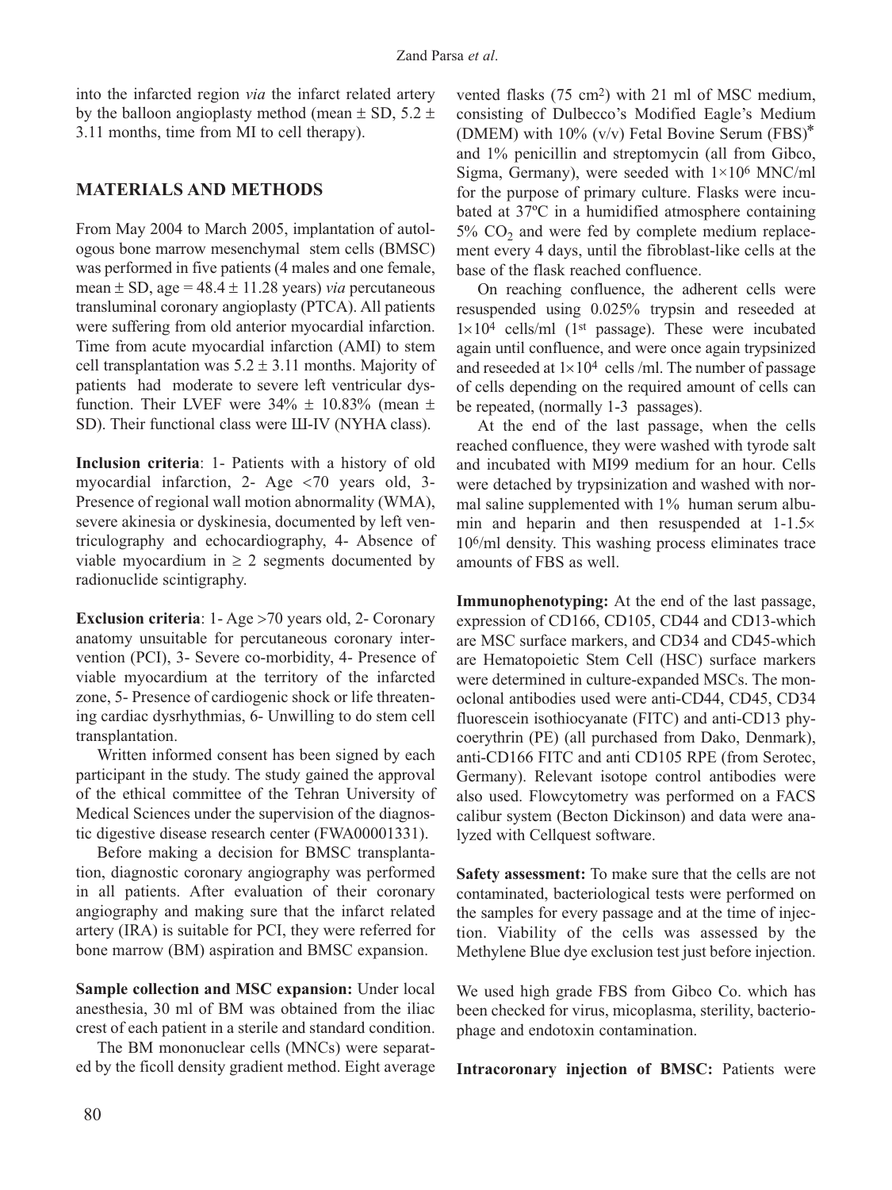into the infarcted region *via* the infarct related artery by the balloon angioplasty method (mean ± SD, 5.2 ± 3.11 months, time from MI to cell therapy).

## MATERIALS AND METHODS

From May 2004 to March 2005, implantation of autologous bone marrow mesenchymal stem cells (BMSC) was performed in five patients (4 males and one female, mean ± SD, age = 48.4 ± 11.28 years) *via* percutaneous transluminal coronary angioplasty (PTCA). All patients were suffering from old anterior myocardial infarction. Time from acute myocardial infarction (AMI) to stem cell transplantation was 5.2 ± 3.11 months. Majority of patients had moderate to severe left ventricular dysfunction. Their LVEF were 34% ± 10.83% (mean ± SD). Their functional class were III-IV (NYHA class).

**Inclusion criteria**: 1- Patients with a history of old myocardial infarction, 2- Age <70 years old, 3- Presence of regional wall motion abnormality (WMA), severe akinesia or dyskinesia, documented by left ventriculography and echocardiography, 4- Absence of viable myocardium in ≥ 2 segments documented by radionuclide scintigraphy.

**Exclusion criteria**: 1- Age >70 years old, 2- Coronary anatomy unsuitable for percutaneous coronary intervention (PCI), 3- Severe co-morbidity, 4- Presence of viable myocardium at the territory of the infarcted zone, 5- Presence of cardiogenic shock or life threatening cardiac dysrhythmias, 6- Unwilling to do stem cell transplantation.

Written informed consent has been signed by each participant in the study. The study gained the approval of the ethical committee of the Tehran University of Medical Sciences under the supervision of the diagnostic digestive disease research center (FWA00001331).

Before making a decision for BMSC transplantation, diagnostic coronary angiography was performed in all patients. After evaluation of their coronary angiography and making sure that the infarct related artery (IRA) is suitable for PCI, they were referred for bone marrow (BM) aspiration and BMSC expansion.

**Sample collection and MSC expansion:** Under local anesthesia, 30 ml of BM was obtained from the iliac crest of each patient in a sterile and standard condition.

The BM mononuclear cells (MNCs) were separated by the ficoll density gradient method. Eight average vented flasks (75 $cm^2$) with 21 ml of MSC medium, consisting of Dulbecco's Modified Eagle's Medium (DMEM) with 10% (v/v) Fetal Bovine Serum (FBS)* and 1% penicillin and streptomycin (all from Gibco, Sigma, Germany), were seeded with $1 \times 10^6$ MNC/ml for the purpose of primary culture. Flasks were incubated at 37ºC in a humidified atmosphere containing 5% $CO_2$ and were fed by complete medium replacement every 4 days, until the fibroblast-like cells at the base of the flask reached confluence.

On reaching confluence, the adherent cells were resuspended using 0.025% trypsin and reseeded at $1 \times 10^4$ cells/ml (1st passage). These were incubated again until confluence, and were once again trypsinized and reseeded at $1 \times 10^4$ cells /ml. The number of passage of cells depending on the required amount of cells can be repeated, (normally 1-3 passages).

At the end of the last passage, when the cells reached confluence, they were washed with tyrode salt and incubated with MI99 medium for an hour. Cells were detached by trypsinization and washed with normal saline supplemented with 1% human serum albumin and heparin and then resuspended at 1-1.5$\times 10^6$/ml density. This washing process eliminates trace amounts of FBS as well.

**Immunophenotyping:** At the end of the last passage, expression of CD166, CD105, CD44 and CD13-which are MSC surface markers, and CD34 and CD45-which are Hematopoietic Stem Cell (HSC) surface markers were determined in culture-expanded MSCs. The monoclonal antibodies used were anti-CD44, CD45, CD34 fluorescein isothiocyanate (FITC) and anti-CD13 phycoerythrin (PE) (all purchased from Dako, Denmark), anti-CD166 FITC and anti CD105 RPE (from Serotec, Germany). Relevant isotope control antibodies were also used. Flowcytometry was performed on a FACS calibur system (Becton Dickinson) and data were analyzed with Cellquest software.

**Safety assessment:** To make sure that the cells are not contaminated, bacteriological tests were performed on the samples for every passage and at the time of injection. Viability of the cells was assessed by the Methylene Blue dye exclusion test just before injection.

We used high grade FBS from Gibco Co. which has been checked for virus, micoplasma, sterility, bacteriophage and endotoxin contamination.

**Intracoronary injection of BMSC:** Patients were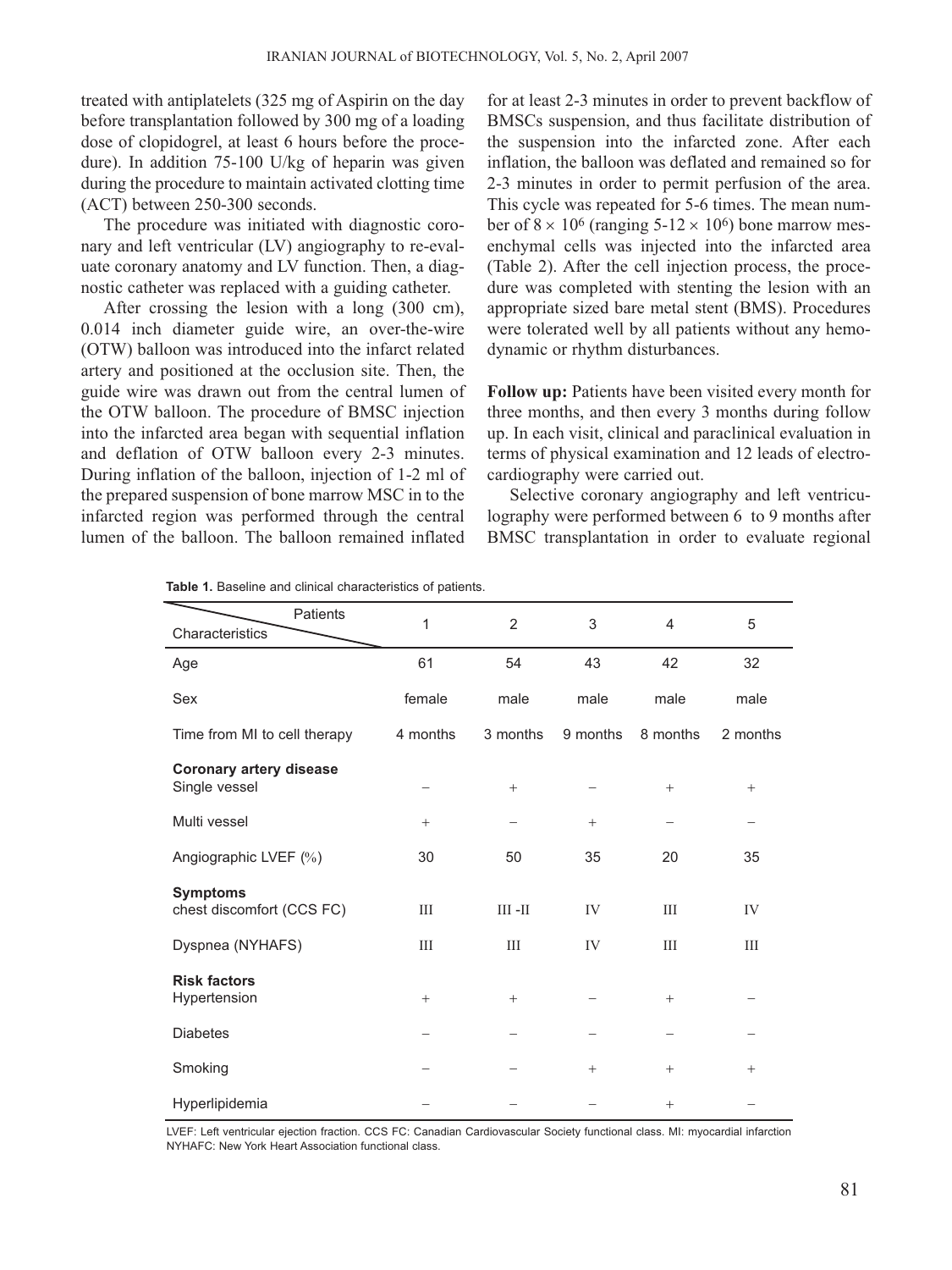treated with antiplatelets (325 mg of Aspirin on the day before transplantation followed by 300 mg of a loading dose of clopidogrel, at least 6 hours before the procedure). In addition 75-100 U/kg of heparin was given during the procedure to maintain activated clotting time (ACT) between 250-300 seconds.

The procedure was initiated with diagnostic coronary and left ventricular (LV) angiography to re-evaluate coronary anatomy and LV function. Then, a diagnostic catheter was replaced with a guiding catheter.

After crossing the lesion with a long (300 cm), 0.014 inch diameter guide wire, an over-the-wire (OTW) balloon was introduced into the infarct related artery and positioned at the occlusion site. Then, the guide wire was drawn out from the central lumen of the OTW balloon. The procedure of BMSC injection into the infarcted area began with sequential inflation and deflation of OTW balloon every 2-3 minutes. During inflation of the balloon, injection of 1-2 ml of the prepared suspension of bone marrow MSC in to the infarcted region was performed through the central lumen of the balloon. The balloon remained inflated for at least 2-3 minutes in order to prevent backflow of BMSCs suspension, and thus facilitate distribution of the suspension into the infarcted zone. After each inflation, the balloon was deflated and remained so for 2-3 minutes in order to permit perfusion of the area. This cycle was repeated for 5-6 times. The mean number of $8 \times 10^6$ (ranging $5\text{-}12 \times 10^6$) bone marrow mesenchymal cells was injected into the infarcted area (Table 2). After the cell injection process, the procedure was completed with stenting the lesion with an appropriate sized bare metal stent (BMS). Procedures were tolerated well by all patients without any hemodynamic or rhythm disturbances.

**Follow up:** Patients have been visited every month for three months, and then every 3 months during follow up. In each visit, clinical and paraclinical evaluation in terms of physical examination and 12 leads of electrocardiography were carried out.

Selective coronary angiography and left ventriculography were performed between 6 to 9 months after BMSC transplantation in order to evaluate regional

**Table 1.** Baseline and clinical characteristics of patients.

| Characteristics \ Patients | 1 | 2 | 3 | 4 | 5 |
|---|---|---|---|---|---|
| Age | 61 | 54 | 43 | 42 | 32 |
| Sex | female | male | male | male | male |
| Time from MI to cell therapy | 4 months | 3 months | 9 months | 8 months | 2 months |
| **Coronary artery disease** | | | | | |
| Single vessel | − | + | − | + | + |
| Multi vessel | + | − | + | − | − |
| Angiographic LVEF (%) | 30 | 50 | 35 | 20 | 35 |
| **Symptoms** | | | | | |
| chest discomfort (CCS FC) | III | III -II | IV | III | IV |
| Dyspnea (NYHAFS) | III | III | IV | III | III |
| **Risk factors** | | | | | |
| Hypertension | + | + | − | + | − |
| Diabetes | − | − | − | − | − |
| Smoking | − | − | + | + | + |
| Hyperlipidemia | − | − | − | + | − |

LVEF: Left ventricular ejection fraction. CCS FC: Canadian Cardiovascular Society functional class. MI: myocardial infarction NYHAFC: New York Heart Association functional class.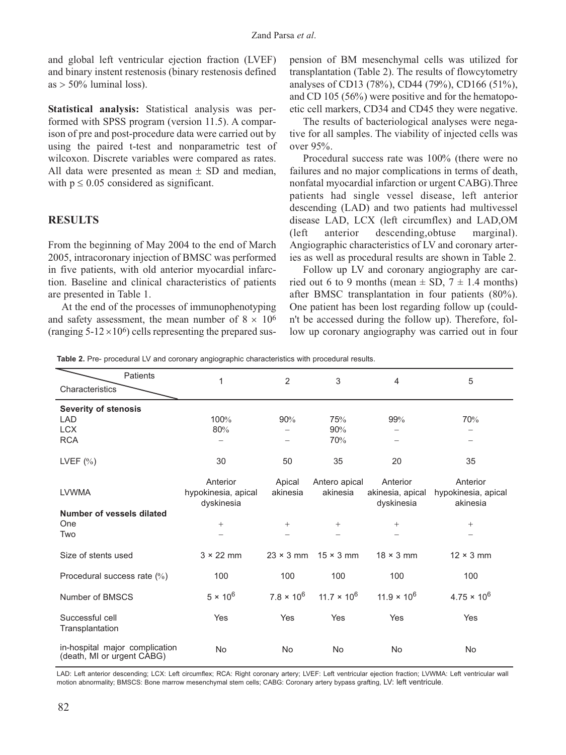and global left ventricular ejection fraction (LVEF) and binary instent restenosis (binary restenosis defined as > 50% luminal loss).

**Statistical analysis:** Statistical analysis was performed with SPSS program (version 11.5). A comparison of pre and post-procedure data were carried out by using the paired t-test and nonparametric test of wilcoxon. Discrete variables were compared as rates. All data were presented as mean ± SD and median, with $p \leq 0.05$ considered as significant.

## RESULTS

From the beginning of May 2004 to the end of March 2005, intracoronary injection of BMSC was performed in five patients, with old anterior myocardial infarction. Baseline and clinical characteristics of patients are presented in Table 1.

At the end of the processes of immunophenotyping and safety assessment, the mean number of $8 \times 10^6$ (ranging $5\text{-}12 \times 10^6$) cells representing the prepared suspension of BM mesenchymal cells was utilized for transplantation (Table 2). The results of flowcytometry analyses of CD13 (78%), CD44 (79%), CD166 (51%), and CD 105 (56%) were positive and for the hematopoetic cell markers, CD34 and CD45 they were negative.

The results of bacteriological analyses were negative for all samples. The viability of injected cells was over 95%.

Procedural success rate was 100% (there were no failures and no major complications in terms of death, nonfatal myocardial infarction or urgent CABG).Three patients had single vessel disease, left anterior descending (LAD) and two patients had multivessel disease LAD, LCX (left circumflex) and LAD,OM (left anterior descending,obtuse marginal). Angiographic characteristics of LV and coronary arteries as well as procedural results are shown in Table 2.

Follow up LV and coronary angiography are carried out 6 to 9 months (mean ± SD, 7 ± 1.4 months) after BMSC transplantation in four patients (80%). One patient has been lost regarding follow up (couldn't be accessed during the follow up). Therefore, follow up coronary angiography was carried out in four

**Table 2.** Pre- procedural LV and coronary angiographic characteristics with procedural results.

| Characteristics \ Patients | 1 | 2 | 3 | 4 | 5 |
|---|---|---|---|---|---|
| **Severity of stenosis** | | | | | |
| LAD | 100% | 90% | 75% | 99% | 70% |
| LCX | 80% | – | 90% | – | – |
| RCA | – | – | 70% | – | – |
| LVEF (%) | 30 | 50 | 35 | 20 | 35 |
| LVWMA | Anterior hypokinesia, apical dyskinesia | Apical akinesia | Antero apical akinesia | Anterior akinesia, apical dyskinesia | Anterior hypokinesia, apical akinesia |
| **Number of vessels dilated** | | | | | |
| One | + | + | + | + | + |
| Two | – | – | – | – | – |
| Size of stents used | 3 × 22 mm | 23 × 3 mm | 15 × 3 mm | 18 × 3 mm | 12 × 3 mm |
| Procedural success rate (%) | 100 | 100 | 100 | 100 | 100 |
| Number of BMSCS | $5 \times 10^6$ | $7.8 \times 10^6$ | $11.7 \times 10^6$ | $11.9 \times 10^6$ | $4.75 \times 10^6$ |
| Successful cell Transplantation | Yes | Yes | Yes | Yes | Yes |
| in-hospital major complication (death, MI or urgent CABG) | No | No | No | No | No |

LAD: Left anterior descending; LCX: Left circumflex; RCA: Right coronary artery; LVEF: Left ventricular ejection fraction; LVWMA: Left ventricular wall motion abnormality; BMSCS: Bone marrow mesenchymal stem cells; CABG: Coronary artery bypass grafting, LV: left ventricule.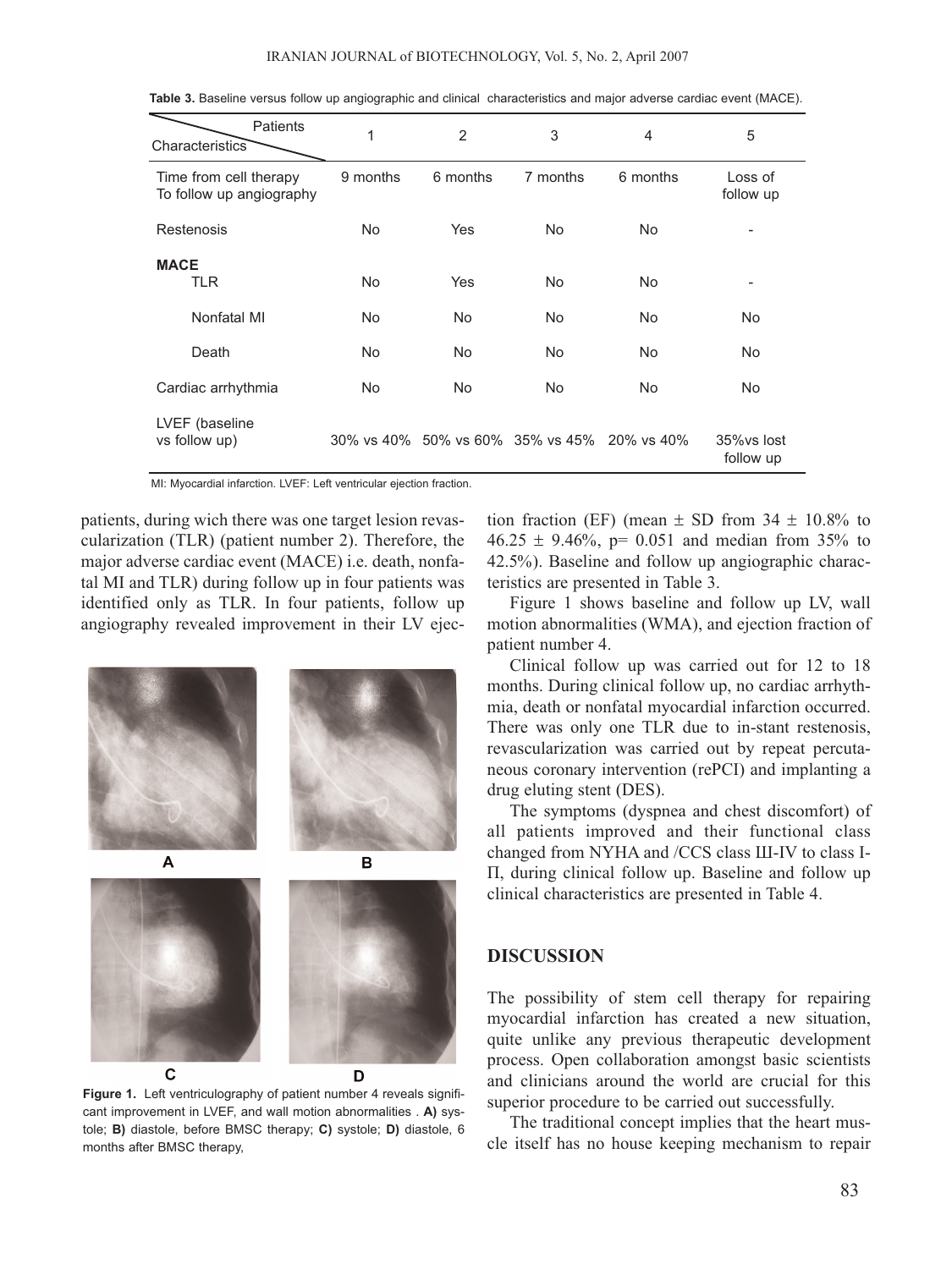**Table 3.** Baseline versus follow up angiographic and clinical characteristics and major adverse cardiac event (MACE).

| Characteristics \ Patients | 1 | 2 | 3 | 4 | 5 |
|---|---|---|---|---|---|
| Time from cell therapy To follow up angiography | 9 months | 6 months | 7 months | 6 months | Loss of follow up |
| Restenosis | No | Yes | No | No | - |
| **MACE** | | | | | |
| TLR | No | Yes | No | No | - |
| Nonfatal MI | No | No | No | No | No |
| Death | No | No | No | No | No |
| Cardiac arrhythmia | No | No | No | No | No |
| LVEF (baseline vs follow up) | 30% vs 40% | 50% vs 60% | 35% vs 45% | 20% vs 40% | 35%vs lost follow up |

MI: Myocardial infarction. LVEF: Left ventricular ejection fraction.

patients, during wich there was one target lesion revascularization (TLR) (patient number 2). Therefore, the major adverse cardiac event (MACE) i.e. death, nonfatal MI and TLR) during follow up in four patients was identified only as TLR. In four patients, follow up angiography revealed improvement in their LV ejection fraction (EF) (mean ± SD from 34 ± 10.8% to 46.25 ± 9.46%, p= 0.051 and median from 35% to 42.5%). Baseline and follow up angiographic characteristics are presented in Table 3.

Figure 1 shows baseline and follow up LV, wall motion abnormalities (WMA), and ejection fraction of patient number 4.

**Figure 1.** Left ventriculography of patient number 4 reveals significant improvement in LVEF, and wall motion abnormalities . **A)** systole; **B)** diastole, before BMSC therapy; **C)** systole; **D)** diastole, 6 months after BMSC therapy,

Clinical follow up was carried out for 12 to 18 months. During clinical follow up, no cardiac arrhythmia, death or nonfatal myocardial infarction occurred. There was only one TLR due to in-stant restenosis, revascularization was carried out by repeat percutaneous coronary intervention (rePCI) and implanting a drug eluting stent (DES).

The symptoms (dyspnea and chest discomfort) of all patients improved and their functional class changed from NYHA and /CCS class III-IV to class I-II, during clinical follow up. Baseline and follow up clinical characteristics are presented in Table 4.

## DISCUSSION

The possibility of stem cell therapy for repairing myocardial infarction has created a new situation, quite unlike any previous therapeutic development process. Open collaboration amongst basic scientists and clinicians around the world are crucial for this superior procedure to be carried out successfully.

The traditional concept implies that the heart muscle itself has no house keeping mechanism to repair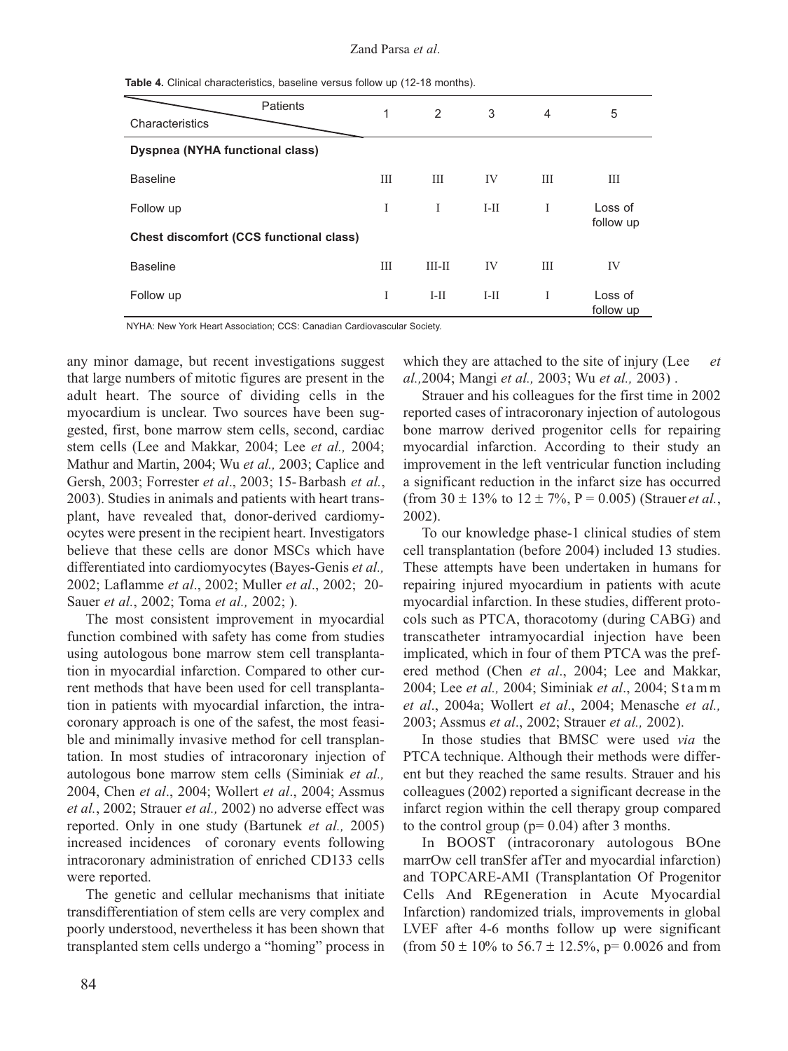**Table 4.** Clinical characteristics, baseline versus follow up (12-18 months).

| Characteristics \ Patients | 1 | 2 | 3 | 4 | 5 |
|---|---|---|---|---|---|
| **Dyspnea (NYHA functional class)** | | | | | |
| Baseline | III | III | IV | III | III |
| Follow up | I | I | I-II | I | Loss of follow up |
| **Chest discomfort (CCS functional class)** | | | | | |
| Baseline | III | III-II | IV | III | IV |
| Follow up | I | I-II | I-II | I | Loss of follow up |

NYHA: New York Heart Association; CCS: Canadian Cardiovascular Society.

any minor damage, but recent investigations suggest that large numbers of mitotic figures are present in the adult heart. The source of dividing cells in the myocardium is unclear. Two sources have been suggested, first, bone marrow stem cells, second, cardiac stem cells (Lee and Makkar, 2004; Lee *et al.,* 2004; Mathur and Martin, 2004; Wu *et al.,* 2003; Caplice and Gersh, 2003; Forrester *et al*., 2003; 15- Barbash *et al.*, 2003). Studies in animals and patients with heart transplant, have revealed that, donor-derived cardiomyocytes were present in the recipient heart. Investigators believe that these cells are donor MSCs which have differentiated into cardiomyocytes (Bayes-Genis *et al.,* 2002; Laflamme *et al*., 2002; Muller *et al*., 2002; 20- Sauer *et al.*, 2002; Toma *et al.,* 2002; ).

The most consistent improvement in myocardial function combined with safety has come from studies using autologous bone marrow stem cell transplantation in myocardial infarction. Compared to other current methods that have been used for cell transplantation in patients with myocardial infarction, the intracoronary approach is one of the safest, the most feasible and minimally invasive method for cell transplantation. In most studies of intracoronary injection of autologous bone marrow stem cells (Siminiak *et al.,* 2004, Chen *et al*., 2004; Wollert *et al*., 2004; Assmus *et al.*, 2002; Strauer *et al.,* 2002) no adverse effect was reported. Only in one study (Bartunek *et al.,* 2005) increased incidences of coronary events following intracoronary administration of enriched CD133 cells were reported.

The genetic and cellular mechanisms that initiate transdifferentiation of stem cells are very complex and poorly understood, nevertheless it has been shown that transplanted stem cells undergo a "homing" process in which they are attached to the site of injury (Lee *et al.,*2004; Mangi *et al.,* 2003; Wu *et al.,* 2003) .

Strauer and his colleagues for the first time in 2002 reported cases of intracoronary injection of autologous bone marrow derived progenitor cells for repairing myocardial infarction. According to their study an improvement in the left ventricular function including a significant reduction in the infarct size has occurred (from 30 ± 13% to 12 ± 7%, P = 0.005) (Strauer *et al.*, 2002).

To our knowledge phase-1 clinical studies of stem cell transplantation (before 2004) included 13 studies. These attempts have been undertaken in humans for repairing injured myocardium in patients with acute myocardial infarction. In these studies, different protocols such as PTCA, thoracotomy (during CABG) and transcatheter intramyocardial injection have been implicated, which in four of them PTCA was the preferred method (Chen *et al*., 2004; Lee and Makkar, 2004; Lee *et al.,* 2004; Siminiak *et al*., 2004; Stamm *et al*., 2004a; Wollert *et al*., 2004; Menasche *et al.,* 2003; Assmus *et al*., 2002; Strauer *et al.,* 2002).

In those studies that BMSC were used *via* the PTCA technique. Although their methods were different but they reached the same results. Strauer and his colleagues (2002) reported a significant decrease in the infarct region within the cell therapy group compared to the control group (p= 0.04) after 3 months.

In BOOST (intracoronary autologous BOne marrOw cell tranSfer afTer and myocardial infarction) and TOPCARE-AMI (Transplantation Of Progenitor Cells And REgeneration in Acute Myocardial Infarction) randomized trials, improvements in global LVEF after 4-6 months follow up were significant (from 50 ± 10% to 56.7 ± 12.5%, p= 0.0026 and from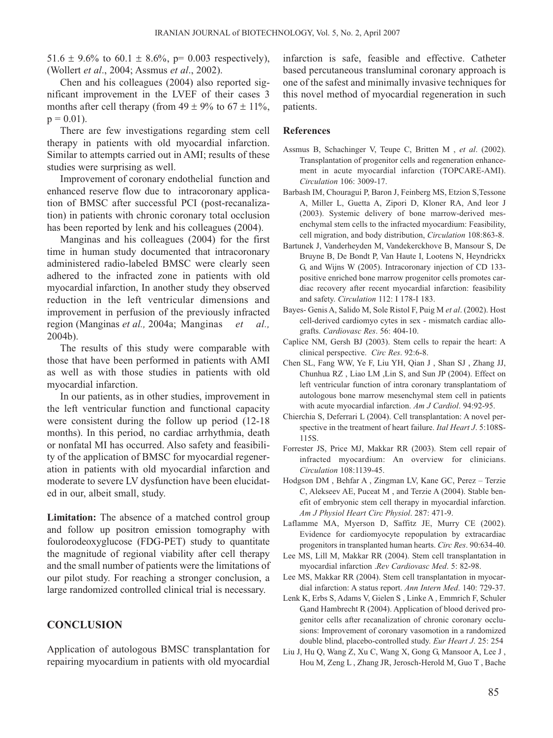51.6 ± 9.6% to 60.1 ± 8.6%, p= 0.003 respectively), (Wollert *et al*., 2004; Assmus *et al*., 2002).

Chen and his colleagues (2004) also reported significant improvement in the LVEF of their cases 3 months after cell therapy (from 49 ± 9% to 67 ± 11%, p = 0.01).

There are few investigations regarding stem cell therapy in patients with old myocardial infarction. Similar to attempts carried out in AMI; results of these studies were surprising as well.

Improvement of coronary endothelial function and enhanced reserve flow due to intracoronary application of BMSC after successful PCI (post-recanalization) in patients with chronic coronary total occlusion has been reported by lenk and his colleagues (2004).

Manginas and his colleagues (2004) for the first time in human study documented that intracoronary administered radio-labeled BMSC were clearly seen adhered to the infracted zone in patients with old myocardial infarction, In another study they observed reduction in the left ventricular dimensions and improvement in perfusion of the previously infracted region (Manginas *et al.,* 2004a; Manginas *et al.,* 2004b).

The results of this study were comparable with those that have been performed in patients with AMI as well as with those studies in patients with old myocardial infarction.

In our patients, as in other studies, improvement in the left ventricular function and functional capacity were consistent during the follow up period (12-18 months). In this period, no cardiac arrhythmia, death or nonfatal MI has occurred. Also safety and feasibility of the application of BMSC for myocardial regeneration in patients with old myocardial infarction and moderate to severe LV dysfunction have been elucidated in our, albeit small, study.

**Limitation:** The absence of a matched control group and follow up positron emission tomography with foulorodeoxyglucose (FDG-PET) study to quantitate the magnitude of regional viability after cell therapy and the small number of patients were the limitations of our pilot study. For reaching a stronger conclusion, a large randomized controlled clinical trial is necessary.

## CONCLUSION

Application of autologous BMSC transplantation for repairing myocardium in patients with old myocardial infarction is safe, feasible and effective. Catheter based percutaneous transluminal coronary approach is one of the safest and minimally invasive techniques for this novel method of myocardial regeneration in such patients.

### References

Assmus B, Schachinger V, Teupe C, Britten M , *et al*. (2002). Transplantation of progenitor cells and regeneration enhancement in acute myocardial infarction (TOPCARE-AMI). *Circulation* 106: 3009-17.

Barbash IM, Chouragui P, Baron J, Feinberg MS, Etzion S,Tessone A, Miller L, Guetta A, Zipori D, Kloner RA, And leor J (2003). Systemic delivery of bone marrow-derived mesenchymal stem cells to the infracted myocardium: Feasibility, cell migration, and body distribution, *Circulation* 108:863-8.

Bartunek J, Vanderheyden M, Vandekerckhove B, Mansour S, De Bruyne B, De Bondt P, Van Haute I, Lootens N, Heyndrickx G, and Wijns W (2005). Intracoronary injection of CD 133-positive enriched bone marrow progenitor cells promotes cardiac recovery after recent myocardial infarction: feasibility and safety. *Circulation* 112: I 178-I 183.

Bayes- Genis A, Salido M, Sole Ristol F, Puig M *et al*. (2002). Host cell-derived cardiomyo cytes in sex - mismatch cardiac allografts. *Cardiovasc Res*. 56: 404-10.

Caplice NM, Gersh BJ (2003). Stem cells to repair the heart: A clinical perspective. *Circ Res*. 92:6-8.

Chen SL, Fang WW, Ye F, Liu YH, Qian J , Shan SJ , Zhang JJ, Chunhua RZ , Liao LM ,Lin S, and Sun JP (2004). Effect on left ventricular function of intra coronary transplantatiom of autologous bone marrow mesenchymal stem cell in patients with acute myocardial infarction. *Am J Cardiol*. 94:92-95.

Chierchia S, Deferrari L (2004). Cell transplantation: A novel perspective in the treatment of heart failure. *Ital Heart J*. 5:108S-115S.

Forrester JS, Price MJ, Makkar RR (2003). Stem cell repair of infracted myocardium: An overview for clinicians. *Circulation* 108:1139-45.

Hodgson DM , Behfar A , Zingman LV, Kane GC, Perez – Terzie C, Alekseev AE, Puceat M , and Terzie A (2004). Stable benefit of embryonic stem cell therapy in myocardial infarction. *Am J Physiol Heart Circ Physiol*. 287: 471-9.

Laflamme MA, Myerson D, Saffitz JE, Murry CE (2002). Evidence for cardiomyocyte repopulation by extracardiac progenitors in transplanted human hearts. *Circ Res*. 90:634-40.

Lee MS, Lill M, Makkar RR (2004). Stem cell transplantation in myocardial infarction .*Rev Cardiovasc Med*. 5: 82-98.

Lee MS, Makkar RR (2004). Stem cell transplantation in myocardial infarction: A status report. *Ann Intern Med*. 140: 729-37.

Lenk K, Erbs S, Adams V, Gielen S , Linke A , Emmrich F, Schuler G,and Hambrecht R (2004). Application of blood derived progenitor cells after recanalization of chronic coronary occlusions: Improvement of coronary vasomotion in a randomized double blind, placebo-controlled study. *Eur Heart J*. 25: 254

Liu J, Hu Q, Wang Z, Xu C, Wang X, Gong G, Mansoor A, Lee J , Hou M, Zeng L , Zhang JR, Jerosch-Herold M, Guo T , Bache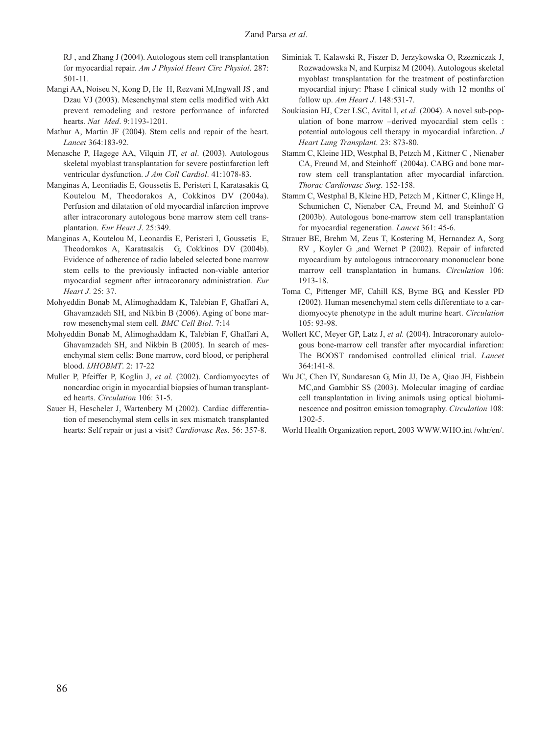RJ , and Zhang J (2004). Autologous stem cell transplantation for myocardial repair. *Am J Physiol Heart Circ Physiol*. 287: 501-11.

Mangi AA, Noiseu N, Kong D, He H, Rezvani M,Ingwall JS , and Dzau VJ (2003). Mesenchymal stem cells modified with Akt prevent remodeling and restore performance of infarcted hearts. *Nat Med*. 9:1193-1201.

Mathur A, Martin JF (2004). Stem cells and repair of the heart. *Lancet* 364:183-92.

Menasche P, Hagege AA, Vilquin JT, *et al*. (2003). Autologous skeletal myoblast transplantation for severe postinfarction left ventricular dysfunction. *J Am Coll Cardiol*. 41:1078-83.

Manginas A, Leontiadis E, Goussetis E, Peristeri I, Karatasakis G, Koutelou M, Theodorakos A, Cokkinos DV (2004a). Perfusion and dilatation of old myocardial infarction improve after intracoronary autologous bone marrow stem cell transplantation. *Eur Heart J*. 25:349.

Manginas A, Koutelou M, Leonardis E, Peristeri I, Goussetis E, Theodorakos A, Karatasakis G, Cokkinos DV (2004b). Evidence of adherence of radio labeled selected bone marrow stem cells to the previously infracted non-viable anterior myocardial segment after intracoronary administration. *Eur Heart J*. 25: 37.

Mohyeddin Bonab M, Alimoghaddam K, Talebian F, Ghaffari A, Ghavamzadeh SH, and Nikbin B (2006). Aging of bone marrow mesenchymal stem cell. *BMC Cell Biol*. 7:14

Mohyeddin Bonab M, Alimoghaddam K, Talebian F, Ghaffari A, Ghavamzadeh SH, and Nikbin B (2005). In search of mesenchymal stem cells: Bone marrow, cord blood, or peripheral blood. *IJHOBMT*. 2: 17-22

Muller P, Pfeiffer P, Koglin J, *et al.* (2002). Cardiomyocytes of noncardiac origin in myocardial biopsies of human transplanted hearts. *Circulation* 106: 31-5.

Sauer H, Hescheler J, Wartenbery M (2002). Cardiac differentiation of mesenchymal stem cells in sex mismatch transplanted hearts: Self repair or just a visit? *Cardiovasc Res*. 56: 357-8.

Siminiak T, Kalawski R, Fiszer D, Jerzykowska O, Rzezniczak J, Rozwadowska N, and Kurpisz M (2004). Autologous skeletal myoblast transplantation for the treatment of postinfarction myocardial injury: Phase I clinical study with 12 months of follow up. *Am Heart J*. 148:531-7.

Soukiasian HJ, Czer LSC, Avital I, *et al.* (2004). A novel sub-population of bone marrow –derived myocardial stem cells : potential autologous cell therapy in myocardial infarction. *J Heart Lung Transplant*. 23: 873-80.

Stamm C, Kleine HD, Westphal B, Petzch M , Kittner C , Nienaber CA, Freund M, and Steinhoff (2004a). CABG and bone marrow stem cell transplantation after myocardial infarction. *Thorac Cardiovasc Surg*. 152-158.

Stamm C, Westphal B, Kleine HD, Petzch M , Kittner C, Klinge H, Schumichen C, Nienaber CA, Freund M, and Steinhoff G (2003b). Autologous bone-marrow stem cell transplantation for myocardial regeneration. *Lancet* 361: 45-6.

Strauer BE, Brehm M, Zeus T, Kostering M, Hernandez A, Sorg RV , Koyler G ,and Wernet P (2002). Repair of infarcted myocardium by autologous intracoronary mononuclear bone marrow cell transplantation in humans. *Circulation* 106: 1913-18.

Toma C, Pittenger MF, Cahill KS, Byme BG, and Kessler PD (2002). Human mesenchymal stem cells differentiate to a cardiomyocyte phenotype in the adult murine heart. *Circulation* 105: 93-98.

Wollert KC, Meyer GP, Latz J, *et al.* (2004). Intracoronary autologous bone-marrow cell transfer after myocardial infarction: The BOOST randomised controlled clinical trial. *Lancet* 364:141-8.

Wu JC, Chen IY, Sundaresan G, Min JJ, De A, Qiao JH, Fishbein MC,and Gambhir SS (2003). Molecular imaging of cardiac cell transplantation in living animals using optical bioluminescence and positron emission tomography. *Circulation* 108: 1302-5.

World Health Organization report, 2003 WWW.WHO.int /whr/en/.